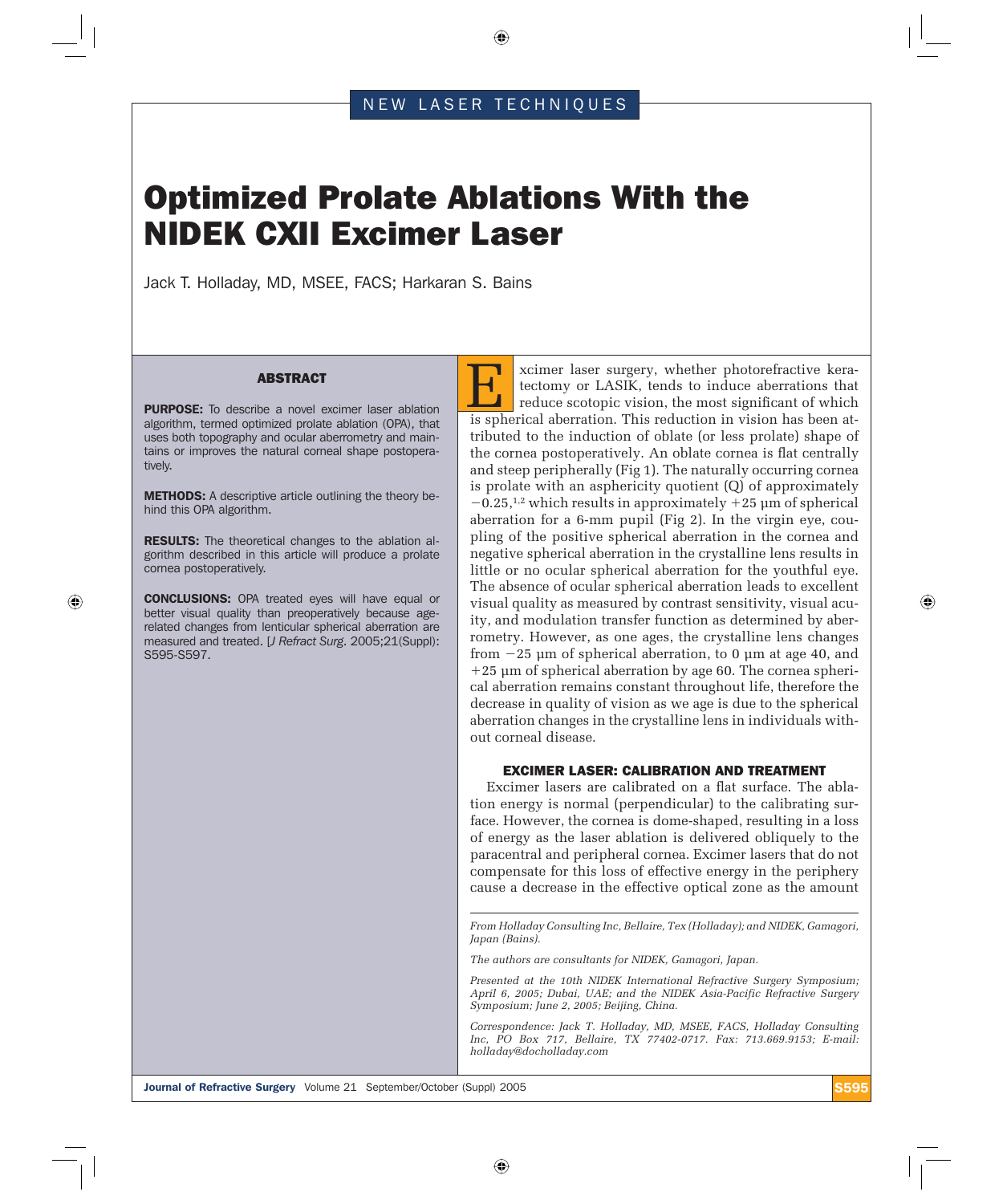NEW LASER TECHNIQUES

# Optimized Prolate Ablations With the NIDEK CXII Excimer Laser

Jack T. Holladay, MD, MSEE, FACS; Harkaran S. Bains

## ABSTRACT

**PURPOSE:** To describe a novel excimer laser ablation algorithm, termed optimized prolate ablation (OPA), that uses both topography and ocular aberrometry and maintains or improves the natural corneal shape postoperatively.

**METHODS:** A descriptive article outlining the theory behind this OPA algorithm.

**RESULTS:** The theoretical changes to the ablation algorithm described in this article will produce a prolate cornea postoperatively.

**CONCLUSIONS:** OPA treated eyes will have equal or better visual quality than preoperatively because age-related changes from lenticular spherical aberration are measured and treated. [*J Refract Surg*. 2005;21(Suppl): S595-S597.

Excimer laser surgery, whether photorefractive keratectomy or LASIK, tends to induce aberrations that reduce scotopic vision, the most significant of which is spherical aberration. This reduction in vision has been attributed to the induction of oblate (or less prolate) shape of the cornea postoperatively. An oblate cornea is flat centrally and steep peripherally (Fig 1). The naturally occurring cornea is prolate with an asphericity quotient (Q) of approximately −0.25,[1,2] which results in approximately +25 µm of spherical aberration for a 6-mm pupil (Fig 2). In the virgin eye, coupling of the positive spherical aberration in the cornea and negative spherical aberration in the crystalline lens results in little or no ocular spherical aberration for the youthful eye. The absence of ocular spherical aberration leads to excellent visual quality as measured by contrast sensitivity, visual acuity, and modulation transfer function as determined by aberrometry. However, as one ages, the crystalline lens changes from −25 µm of spherical aberration, to 0 µm at age 40, and +25 µm of spherical aberration by age 60. The cornea spherical aberration remains constant throughout life, therefore the decrease in quality of vision as we age is due to the spherical aberration changes in the crystalline lens in individuals without corneal disease.

## EXCIMER LASER: CALIBRATION AND TREATMENT

Excimer lasers are calibrated on a flat surface. The ablation energy is normal (perpendicular) to the calibrating surface. However, the cornea is dome-shaped, resulting in a loss of energy as the laser ablation is delivered obliquely to the paracentral and peripheral cornea. Excimer lasers that do not compensate for this loss of effective energy in the periphery cause a decrease in the effective optical zone as the amount

*From Holladay Consulting Inc, Bellaire, Tex (Holladay); and NIDEK, Gamagori, Japan (Bains).*

*The authors are consultants for NIDEK, Gamagori, Japan.*

*Presented at the 10th NIDEK International Refractive Surgery Symposium; April 6, 2005; Dubai, UAE; and the NIDEK Asia-Pacific Refractive Surgery Symposium; June 2, 2005; Beijing, China.*

*Correspondence: Jack T. Holladay, MD, MSEE, FACS, Holladay Consulting Inc, PO Box 717, Bellaire, TX 77402-0717. Fax: 713.669.9153; E-mail: holladay@docholladay.com*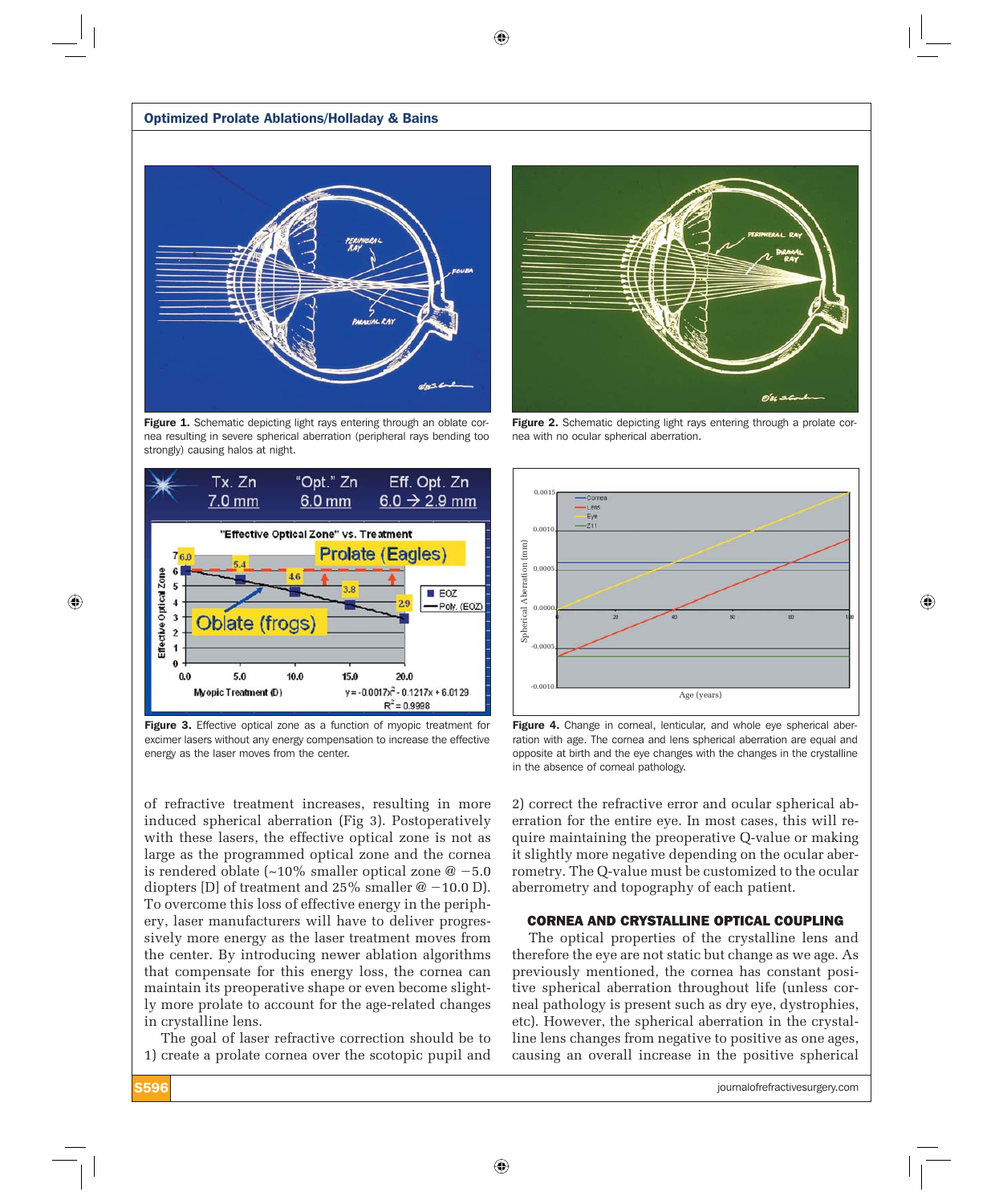**Figure 1.** Schematic depicting light rays entering through an oblate cornea resulting in severe spherical aberration (peripheral rays bending too strongly) causing halos at night.

**Figure 2.** Schematic depicting light rays entering through a prolate cornea with no ocular spherical aberration.

**Figure 3.** Effective optical zone as a function of myopic treatment for excimer lasers without any energy compensation to increase the effective energy as the laser moves from the center.

**Figure 4.** Change in corneal, lenticular, and whole eye spherical aberration with age. The cornea and lens spherical aberration are equal and opposite at birth and the eye changes with the changes in the crystalline in the absence of corneal pathology.

of refractive treatment increases, resulting in more induced spherical aberration (Fig 3). Postoperatively with these lasers, the effective optical zone is not as large as the programmed optical zone and the cornea is rendered oblate (~10% smaller optical zone @ −5.0 diopters [D] of treatment and 25% smaller @ −10.0 D). To overcome this loss of effective energy in the periphery, laser manufacturers will have to deliver progressively more energy as the laser treatment moves from the center. By introducing newer ablation algorithms that compensate for this energy loss, the cornea can maintain its preoperative shape or even become slightly more prolate to account for the age-related changes in crystalline lens.

The goal of laser refractive correction should be to 1) create a prolate cornea over the scotopic pupil and 2) correct the refractive error and ocular spherical aberration for the entire eye. In most cases, this will require maintaining the preoperative Q-value or making it slightly more negative depending on the ocular aberrometry. The Q-value must be customized to the ocular aberrometry and topography of each patient.

## CORNEA AND CRYSTALLINE OPTICAL COUPLING

The optical properties of the crystalline lens and therefore the eye are not static but change as we age. As previously mentioned, the cornea has constant positive spherical aberration throughout life (unless corneal pathology is present such as dry eye, dystrophies, etc). However, the spherical aberration in the crystalline lens changes from negative to positive as one ages, causing an overall increase in the positive spherical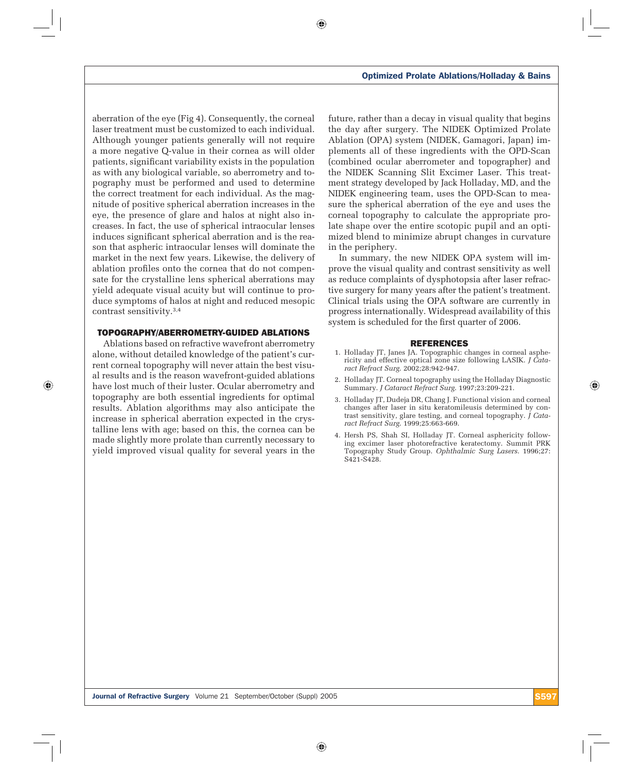aberration of the eye (Fig 4). Consequently, the corneal laser treatment must be customized to each individual. Although younger patients generally will not require a more negative Q-value in their cornea as will older patients, significant variability exists in the population as with any biological variable, so aberrometry and topography must be performed and used to determine the correct treatment for each individual. As the magnitude of positive spherical aberration increases in the eye, the presence of glare and halos at night also increases. In fact, the use of spherical intraocular lenses induces significant spherical aberration and is the reason that aspheric intraocular lenses will dominate the market in the next few years. Likewise, the delivery of ablation profiles onto the cornea that do not compensate for the crystalline lens spherical aberrations may yield adequate visual acuity but will continue to produce symptoms of halos at night and reduced mesopic contrast sensitivity.[3,4]

## TOPOGRAPHY/ABERROMETRY-GUIDED ABLATIONS

Ablations based on refractive wavefront aberrometry alone, without detailed knowledge of the patient's current corneal topography will never attain the best visual results and is the reason wavefront-guided ablations have lost much of their luster. Ocular aberrometry and topography are both essential ingredients for optimal results. Ablation algorithms may also anticipate the increase in spherical aberration expected in the crystalline lens with age; based on this, the cornea can be made slightly more prolate than currently necessary to yield improved visual quality for several years in the future, rather than a decay in visual quality that begins the day after surgery. The NIDEK Optimized Prolate Ablation (OPA) system (NIDEK, Gamagori, Japan) implements all of these ingredients with the OPD-Scan (combined ocular aberrometer and topographer) and the NIDEK Scanning Slit Excimer Laser. This treatment strategy developed by Jack Holladay, MD, and the NIDEK engineering team, uses the OPD-Scan to measure the spherical aberration of the eye and uses the corneal topography to calculate the appropriate prolate shape over the entire scotopic pupil and an optimized blend to minimize abrupt changes in curvature in the periphery.

In summary, the new NIDEK OPA system will improve the visual quality and contrast sensitivity as well as reduce complaints of dysphotopsia after laser refractive surgery for many years after the patient's treatment. Clinical trials using the OPA software are currently in progress internationally. Widespread availability of this system is scheduled for the first quarter of 2006.

## REFERENCES

1. Holladay JT, Janes JA. Topographic changes in corneal asphericity and effective optical zone size following LASIK. *J Cataract Refract Surg.* 2002;28:942-947.
2. Holladay JT. Corneal topography using the Holladay Diagnostic Summary. *J Cataract Refract Surg.* 1997;23:209-221.
3. Holladay JT, Dudeja DR, Chang J. Functional vision and corneal changes after laser in situ keratomileusis determined by contrast sensitivity, glare testing, and corneal topography. *J Cataract Refract Surg.* 1999;25:663-669.
4. Hersh PS, Shah SI, Holladay JT. Corneal asphericity following excimer laser photorefractive keratectomy. Summit PRK Topography Study Group. *Ophthalmic Surg Lasers.* 1996;27:S421-S428.